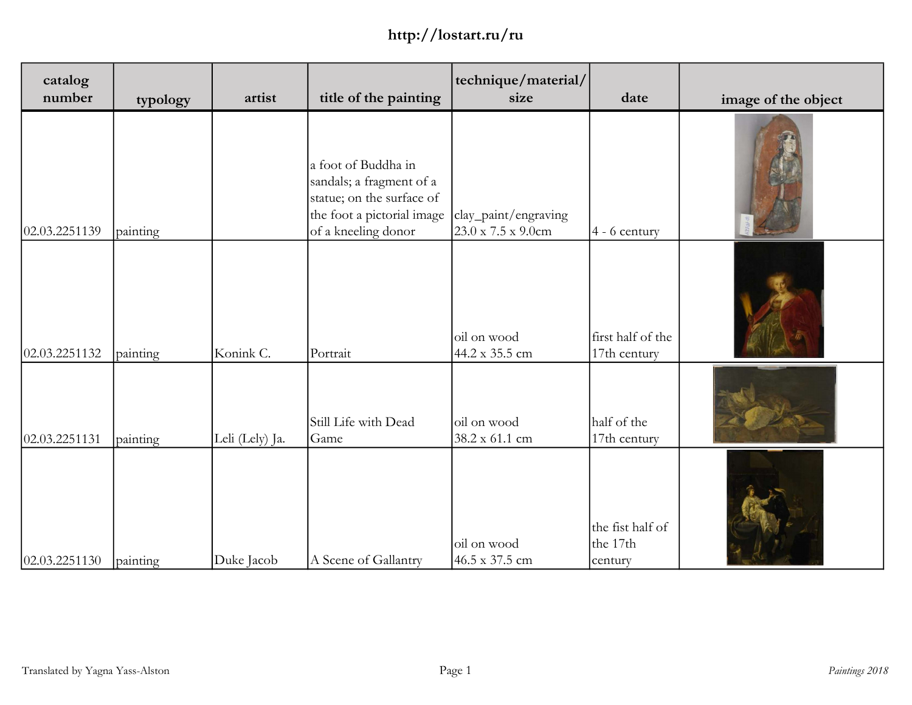http://lostart.ru/ru

| catalog number | typology | artist | title of the painting | technique/material/ size | date | image of the object |
|---|---|---|---|---|---|---|
| 02.03.2251139 | painting | | a foot of Buddha in sandals; a fragment of a statue; on the surface of the foot a pictorial image of a kneeling donor | clay_paint/engraving 23.0 x 7.5 x 9.0cm | 4 - 6 century | |
| 02.03.2251132 | painting | Konink C. | Portrait | oil on wood 44.2 x 35.5 cm | first half of the 17th century | |
| 02.03.2251131 | painting | Leli (Lely) Ja. | Still Life with Dead Game | oil on wood 38.2 x 61.1 cm | half of the 17th century | |
| 02.03.2251130 | painting | Duke Jacob | A Scene of Gallantry | oil on wood 46.5 x 37.5 cm | the fist half of the 17th century | |

Translated by Yagna Yass-Alston

*Paintings 2018*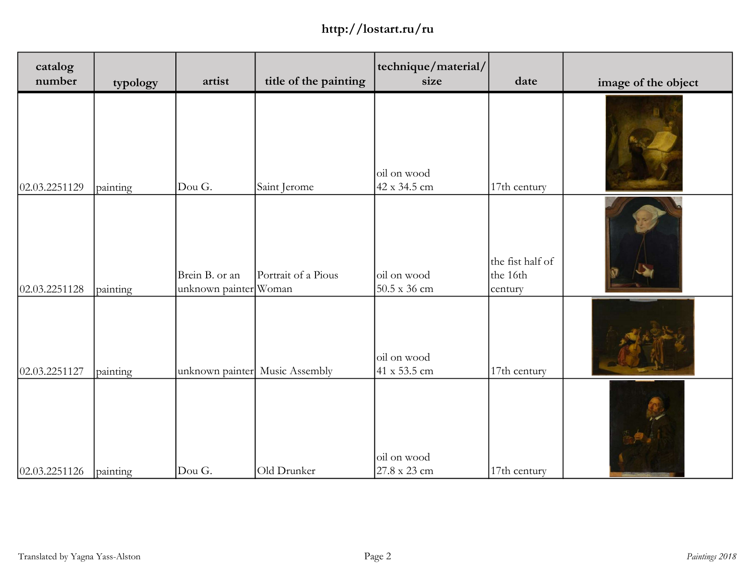| catalog number | typology | artist | title of the painting | technique/material/size | date | image of the object |
|---|---|---|---|---|---|---|
| 02.03.2251129 | painting | Dou G. | Saint Jerome | oil on wood 42 x 34.5 cm | 17th century | |
| 02.03.2251128 | painting | Brein B. or an unknown painter | Portrait of a Pious Woman | oil on wood 50.5 x 36 cm | the fist half of the 16th century | |
| 02.03.2251127 | painting | unknown painter | Music Assembly | oil on wood 41 x 53.5 cm | 17th century | |
| 02.03.2251126 | painting | Dou G. | Old Drunker | oil on wood 27.8 x 23 cm | 17th century | |

Translated by Yagna Yass-Alston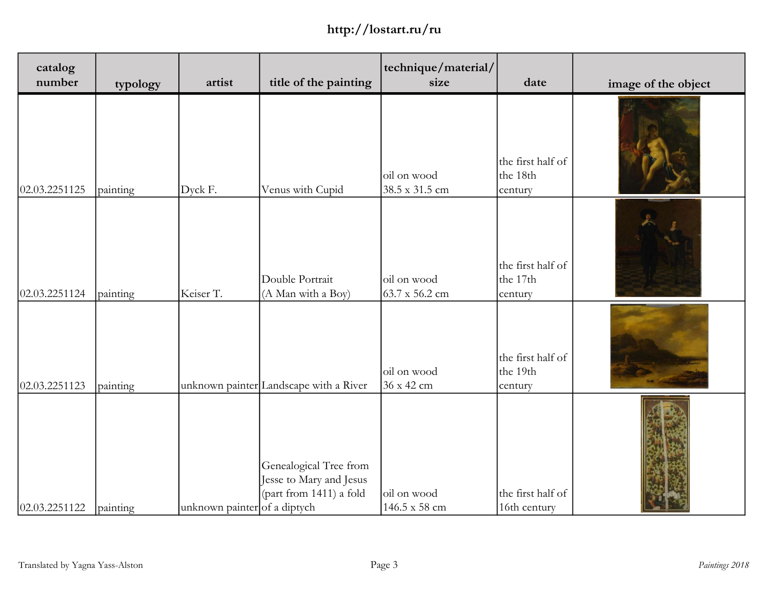| catalog number | typology | artist | title of the painting | technique/material/ size | date | image of the object |
|---|---|---|---|---|---|---|
| 02.03.2251125 | painting | Dyck F. | Venus with Cupid | oil on wood 38.5 x 31.5 cm | the first half of the 18th century | |
| 02.03.2251124 | painting | Keiser T. | Double Portrait (A Man with a Boy) | oil on wood 63.7 x 56.2 cm | the first half of the 17th century | |
| 02.03.2251123 | painting | unknown painter | Landscape with a River | oil on wood 36 x 42 cm | the first half of the 19th century | |
| 02.03.2251122 | painting | unknown painter | Genealogical Tree from Jesse to Mary and Jesus (part from 1411) a fold of a diptych | oil on wood 146.5 x 58 cm | the first half of 16th century | |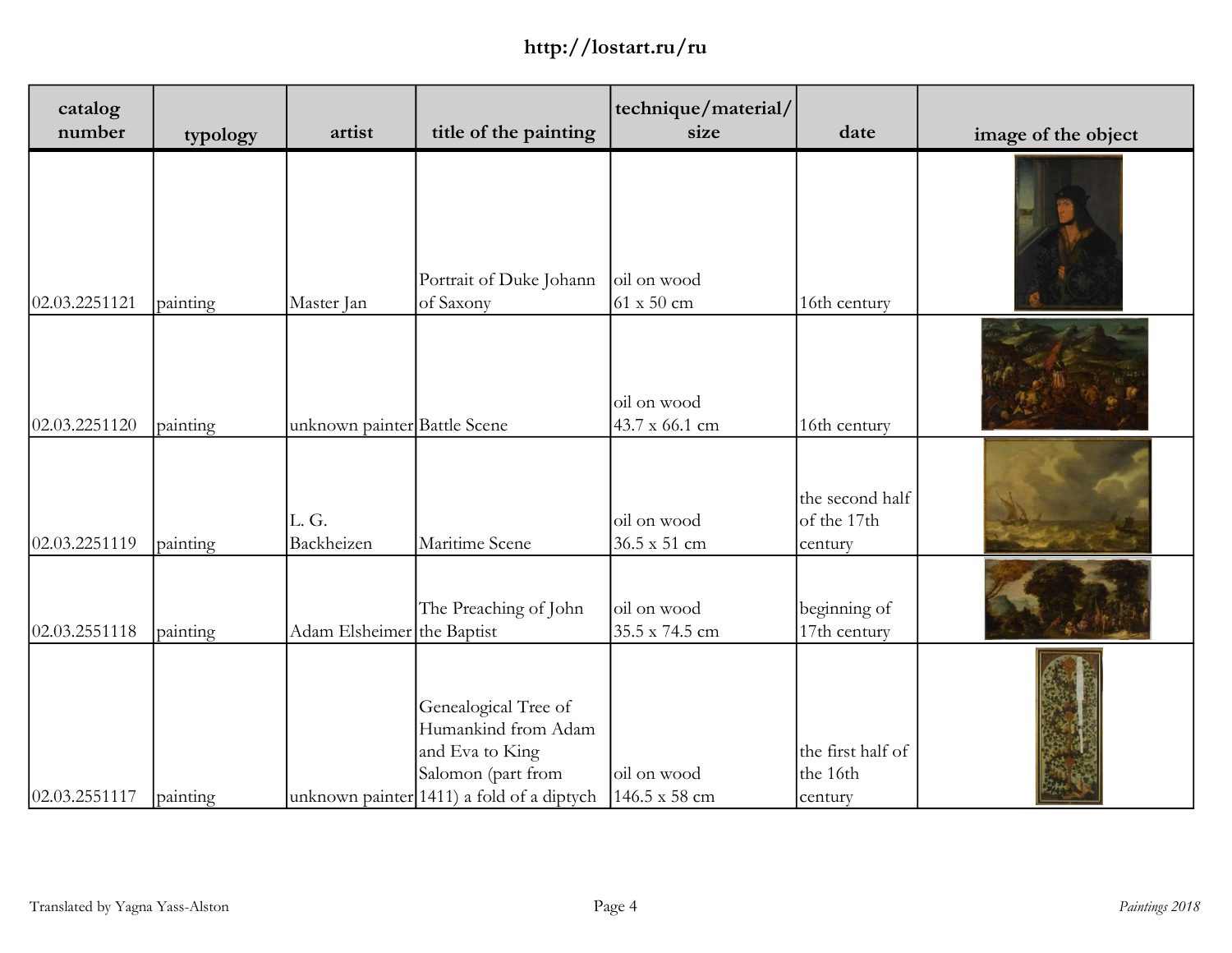| catalog number | typology | artist | title of the painting | technique/material/ size | date | image of the object |
|---|---|---|---|---|---|---|
| 02.03.2251121 | painting | Master Jan | Portrait of Duke Johann of Saxony | oil on wood 61 x 50 cm | 16th century | |
| 02.03.2251120 | painting | unknown painter | Battle Scene | oil on wood 43.7 x 66.1 cm | 16th century | |
| 02.03.2251119 | painting | L. G. Backheizen | Maritime Scene | oil on wood 36.5 x 51 cm | the second half of the 17th century | |
| 02.03.2551118 | painting | Adam Elsheimer | The Preaching of John the Baptist | oil on wood 35.5 x 74.5 cm | beginning of 17th century | |
| 02.03.2551117 | painting | unknown painter | Genealogical Tree of Humankind from Adam and Eva to King Salomon (part from 1411) a fold of a diptych | oil on wood 146.5 x 58 cm | the first half of the 16th century | |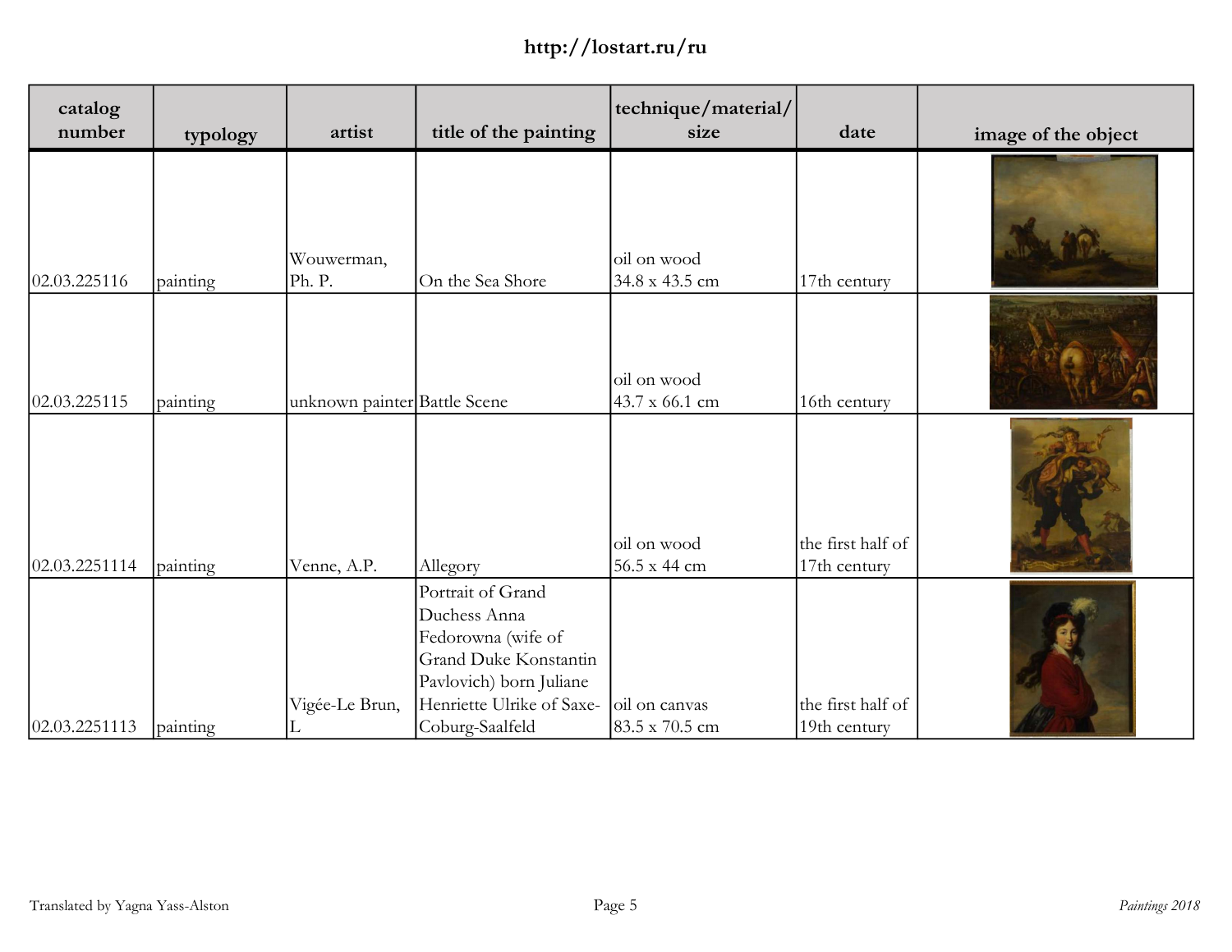| catalog number | typology | artist | title of the painting | technique/material/ size | date | image of the object |
|---|---|---|---|---|---|---|
| 02.03.225116 | painting | Wouwerman, Ph. P. | On the Sea Shore | oil on wood 34.8 x 43.5 cm | 17th century | |
| 02.03.225115 | painting | unknown painter | Battle Scene | oil on wood 43.7 x 66.1 cm | 16th century | |
| 02.03.2251114 | painting | Venne, A.P. | Allegory | oil on wood 56.5 x 44 cm | the first half of 17th century | |
| 02.03.2251113 | painting | Vigée-Le Brun, L | Portrait of Grand Duchess Anna Fedorowna (wife of Grand Duke Konstantin Pavlovich) born Juliane Henriette Ulrike of Saxe-Coburg-Saalfeld | oil on canvas 83.5 x 70.5 cm | the first half of 19th century | |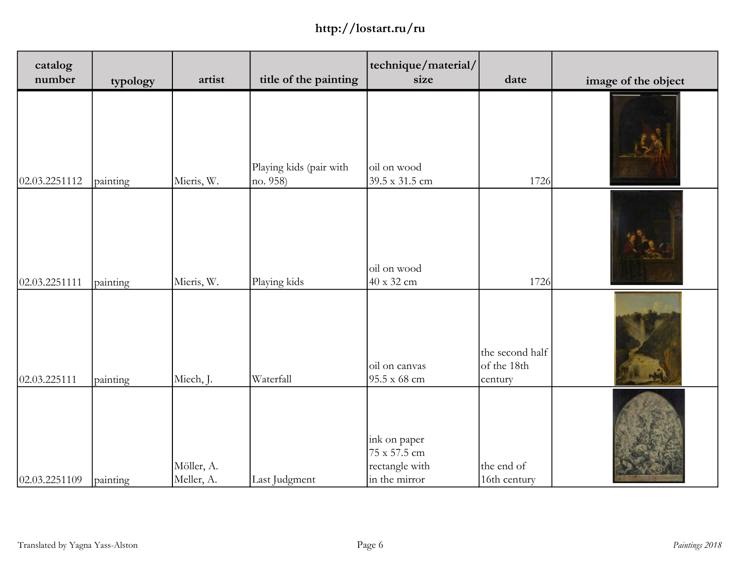| catalog number | typology | artist | title of the painting | technique/material/ size | date | image of the object |
|---|---|---|---|---|---|---|
| 02.03.2251112 | painting | Mieris, W. | Playing kids (pair with no. 958) | oil on wood 39.5 x 31.5 cm | 1726 | |
| 02.03.2251111 | painting | Mieris, W. | Playing kids | oil on wood 40 x 32 cm | 1726 | |
| 02.03.225111 | painting | Miech, J. | Waterfall | oil on canvas 95.5 x 68 cm | the second half of the 18th century | |
| 02.03.2251109 | painting | Möller, A. Meller, A. | Last Judgment | ink on paper 75 x 57.5 cm rectangle with in the mirror | the end of 16th century | |

Translated by Yagna Yass-Alston

*Paintings 2018*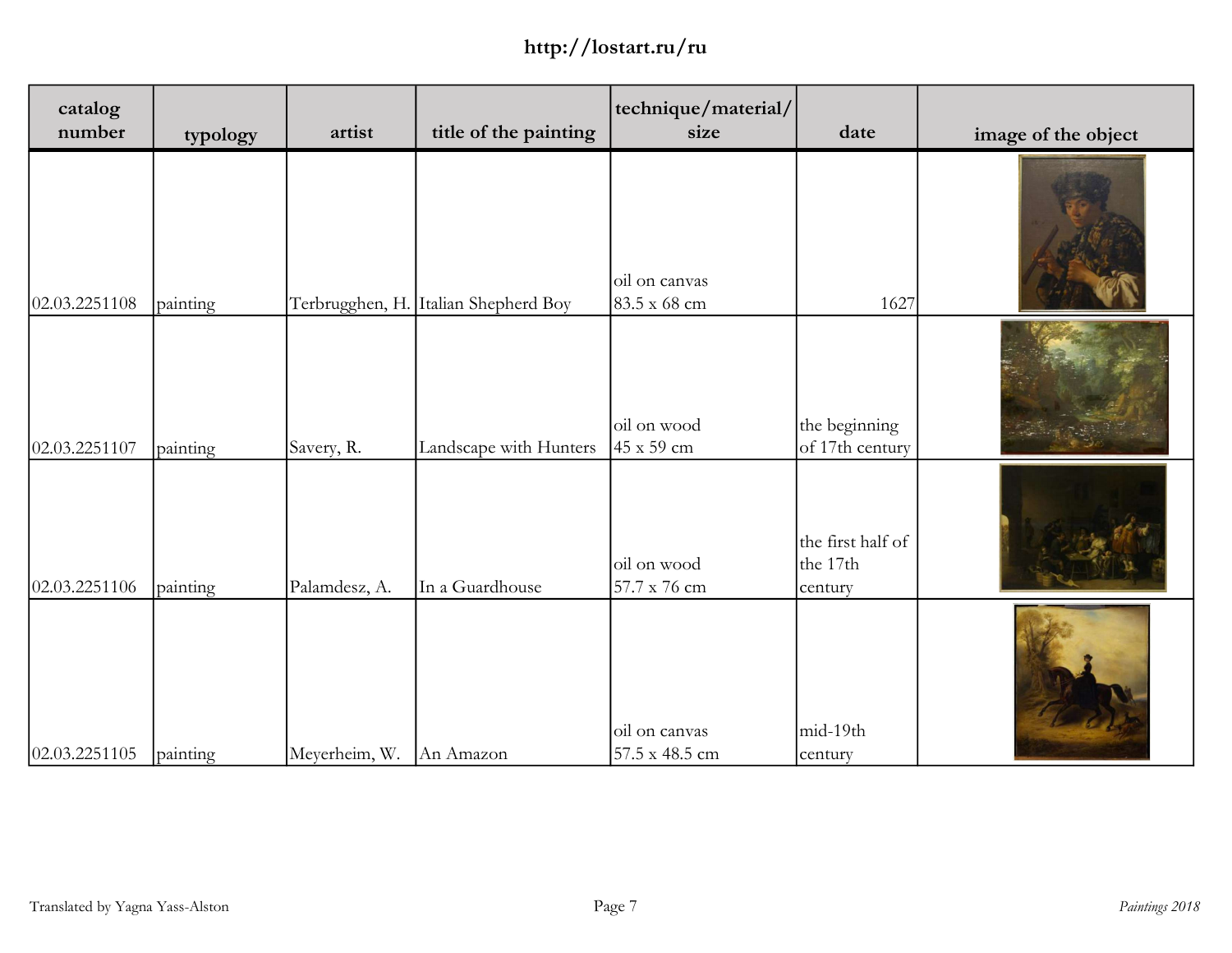| catalog number | typology | artist | title of the painting | technique/material/ size | date | image of the object |
|---|---|---|---|---|---|---|
| 02.03.2251108 | painting | Terbrugghen, H. | Italian Shepherd Boy | oil on canvas 83.5 x 68 cm | 1627 | |
| 02.03.2251107 | painting | Savery, R. | Landscape with Hunters | oil on wood 45 x 59 cm | the beginning of 17th century | |
| 02.03.2251106 | painting | Palamdesz, A. | In a Guardhouse | oil on wood 57.7 x 76 cm | the first half of the 17th century | |
| 02.03.2251105 | painting | Meyerheim, W. | An Amazon | oil on canvas 57.5 x 48.5 cm | mid-19th century | |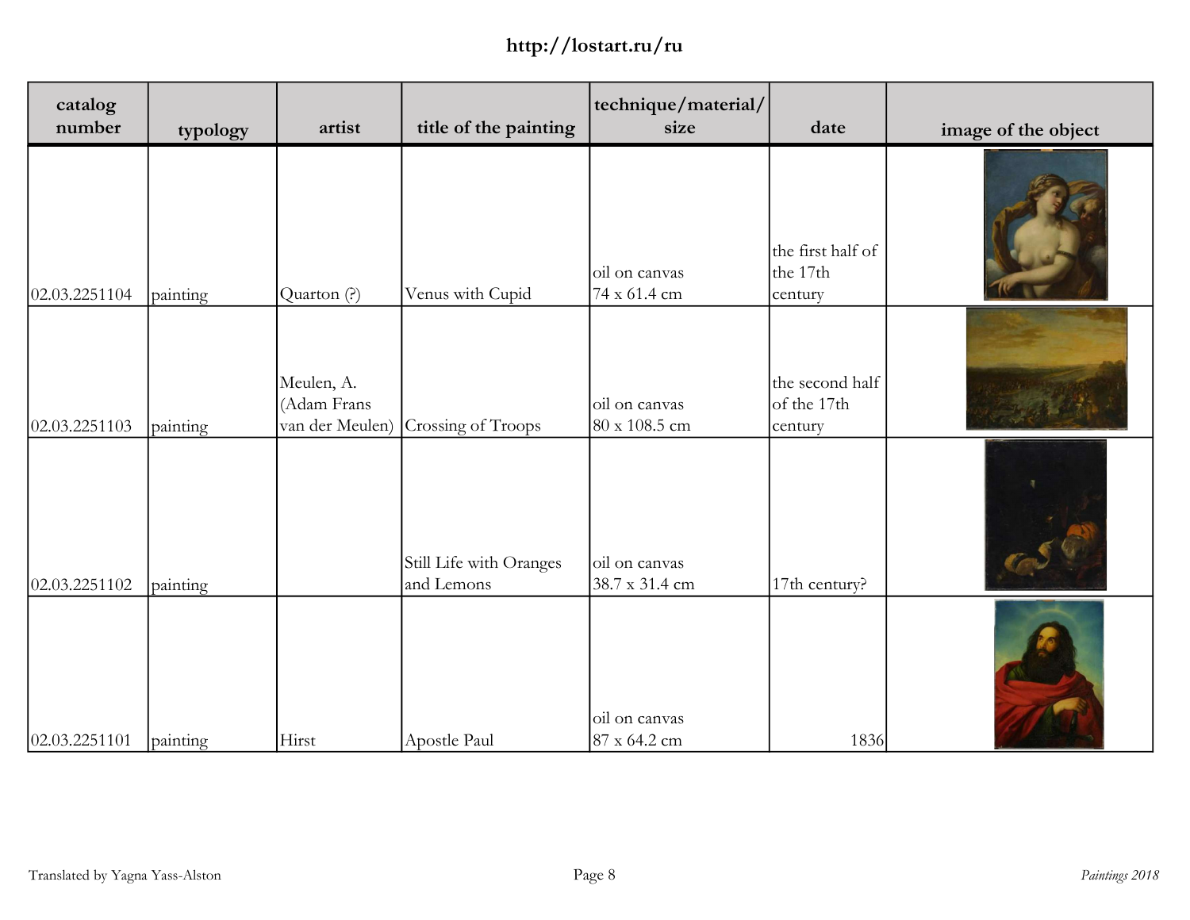http://lostart.ru/ru

| catalog number | typology | artist | title of the painting | technique/material/ size | date | image of the object |
|---|---|---|---|---|---|---|
| 02.03.2251104 | painting | Quarton (?) | Venus with Cupid | oil on canvas 74 x 61.4 cm | the first half of the 17th century | |
| 02.03.2251103 | painting | Meulen, A. (Adam Frans van der Meulen) | Crossing of Troops | oil on canvas 80 x 108.5 cm | the second half of the 17th century | |
| 02.03.2251102 | painting | | Still Life with Oranges and Lemons | oil on canvas 38.7 x 31.4 cm | 17th century? | |
| 02.03.2251101 | painting | Hirst | Apostle Paul | oil on canvas 87 x 64.2 cm | 1836 | |

Translated by Yagna Yass-Alston

*Paintings 2018*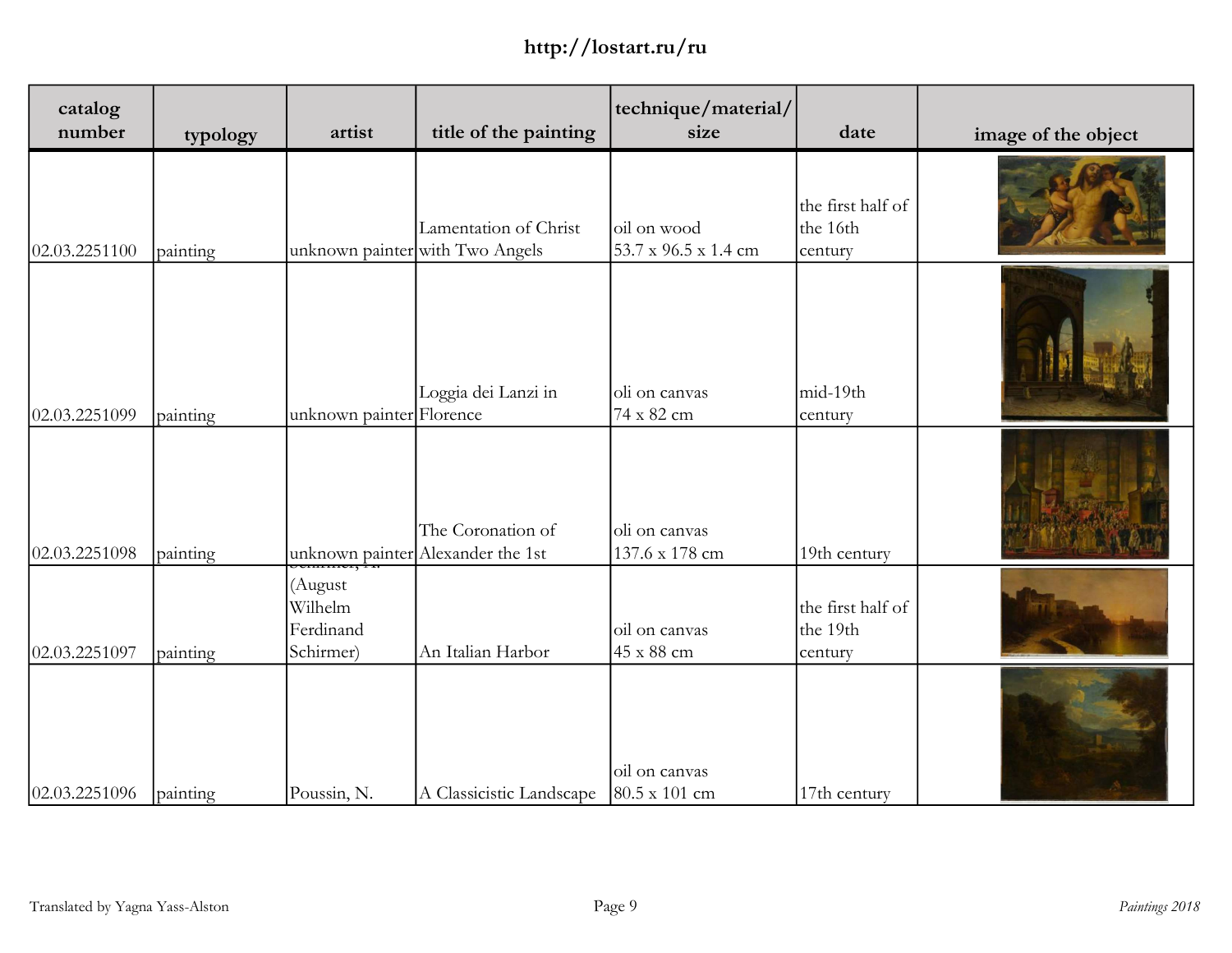| catalog number | typology | artist | title of the painting | technique/material/ size | date | image of the object |
|---|---|---|---|---|---|---|
| 02.03.2251100 | painting | unknown painter | Lamentation of Christ with Two Angels | oil on wood 53.7 x 96.5 x 1.4 cm | the first half of the 16th century | |
| 02.03.2251099 | painting | unknown painter | Loggia dei Lanzi in Florence | oli on canvas 74 x 82 cm | mid-19th century | |
| 02.03.2251098 | painting | unknown painter | The Coronation of Alexander the 1st | oli on canvas 137.6 x 178 cm | 19th century | |
| 02.03.2251097 | painting | Schirmer, A. (August Wilhelm Ferdinand Schirmer) | An Italian Harbor | oil on canvas 45 x 88 cm | the first half of the 19th century | |
| 02.03.2251096 | painting | Poussin, N. | A Classicistic Landscape | oil on canvas 80.5 x 101 cm | 17th century | |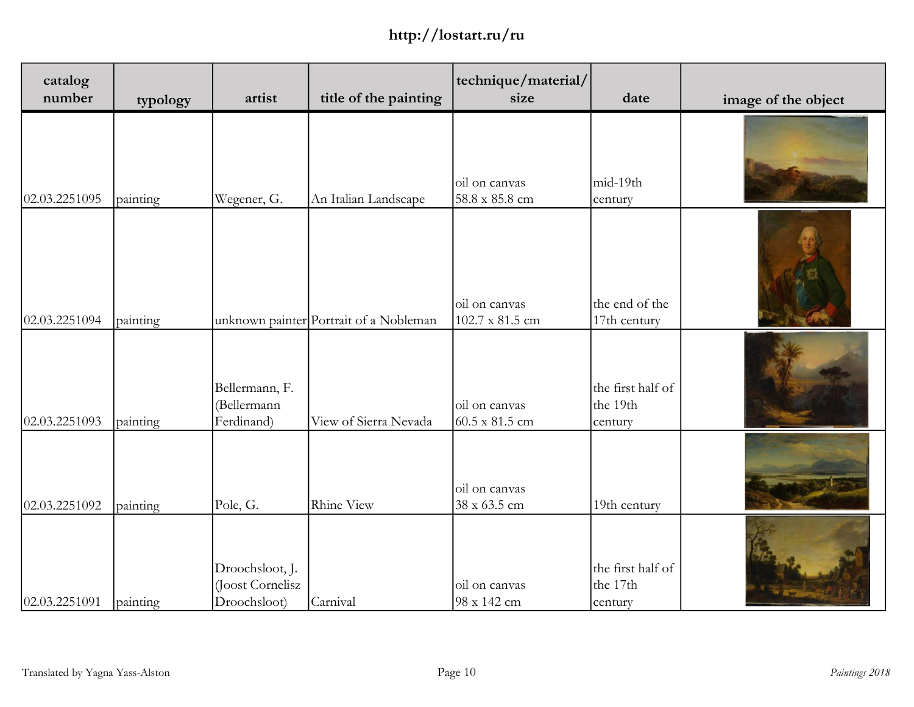| catalog number | typology | artist | title of the painting | technique/material/ size | date | image of the object |
|---|---|---|---|---|---|---|
| 02.03.2251095 | painting | Wegener, G. | An Italian Landscape | oil on canvas 58.8 x 85.8 cm | mid-19th century | |
| 02.03.2251094 | painting | unknown painter | Portrait of a Nobleman | oil on canvas 102.7 x 81.5 cm | the end of the 17th century | |
| 02.03.2251093 | painting | Bellermann, F. (Bellermann Ferdinand) | View of Sierra Nevada | oil on canvas 60.5 x 81.5 cm | the first half of the 19th century | |
| 02.03.2251092 | painting | Pole, G. | Rhine View | oil on canvas 38 x 63.5 cm | 19th century | |
| 02.03.2251091 | painting | Droochsloot, J. (Joost Cornelisz Droochsloot) | Carnival | oil on canvas 98 x 142 cm | the first half of the 17th century | |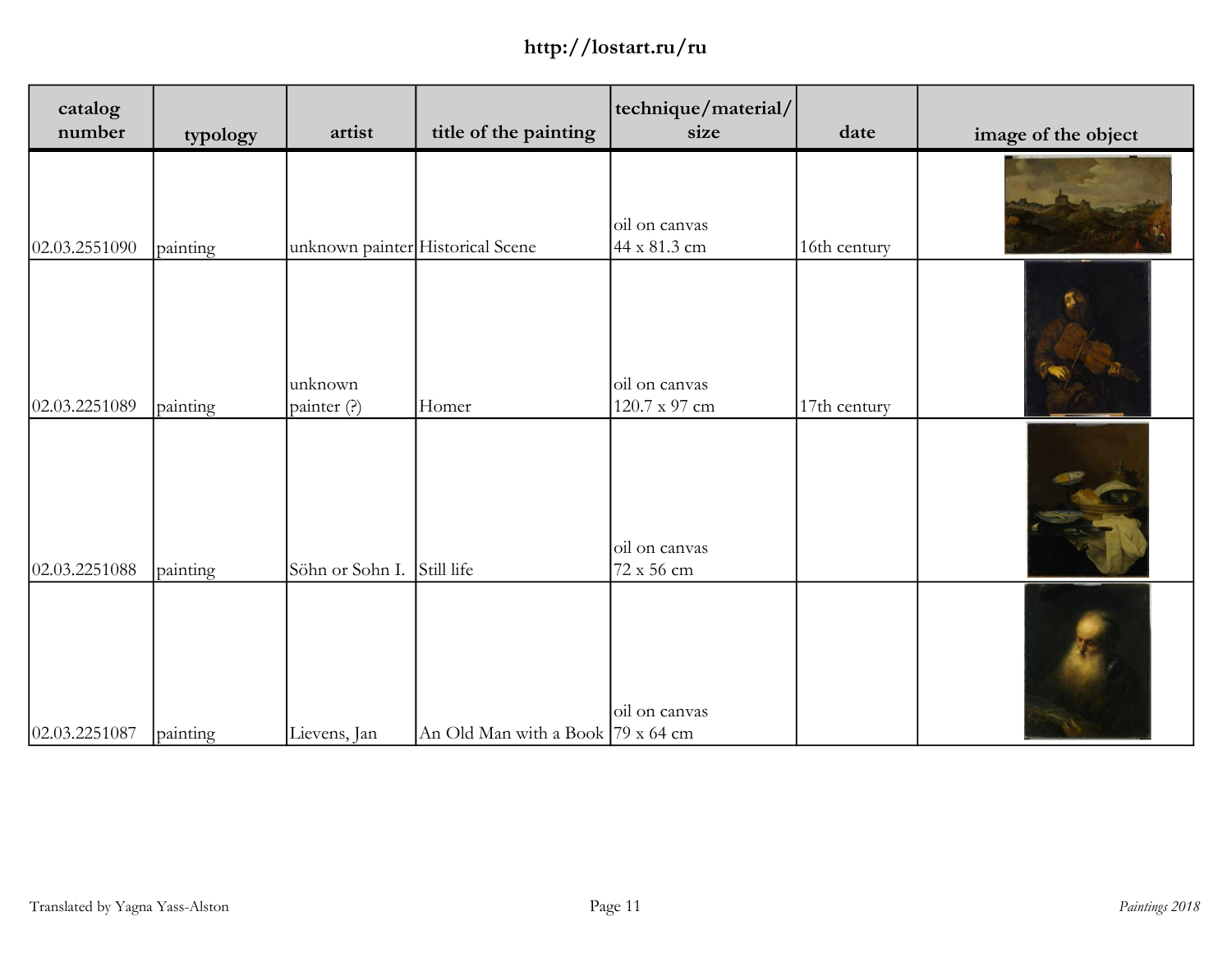| catalog number | typology | artist | title of the painting | technique/material/ size | date | image of the object |
|---|---|---|---|---|---|---|
| 02.03.2551090 | painting | unknown painter | Historical Scene | oil on canvas 44 x 81.3 cm | 16th century | |
| 02.03.2251089 | painting | unknown painter (?) | Homer | oil on canvas 120.7 x 97 cm | 17th century | |
| 02.03.2251088 | painting | Söhn or Sohn I. | Still life | oil on canvas 72 x 56 cm | | |
| 02.03.2251087 | painting | Lievens, Jan | An Old Man with a Book | oil on canvas 79 x 64 cm | | |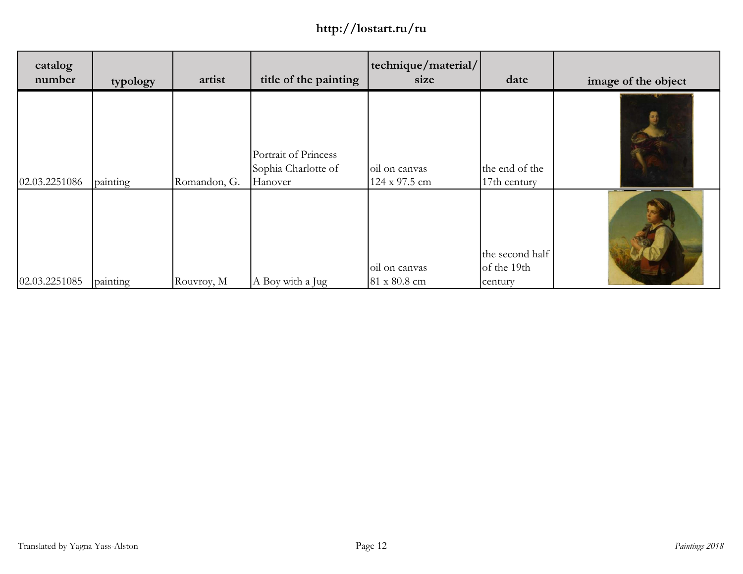| catalog number | typology | artist | title of the painting | technique/material/size | date | image of the object |
|---|---|---|---|---|---|---|
| 02.03.2251086 | painting | Romandon, G. | Portrait of Princess Sophia Charlotte of Hanover | oil on canvas 124 x 97.5 cm | the end of the 17th century | |
| 02.03.2251085 | painting | Rouvroy, M | A Boy with a Jug | oil on canvas 81 x 80.8 cm | the second half of the 19th century | |